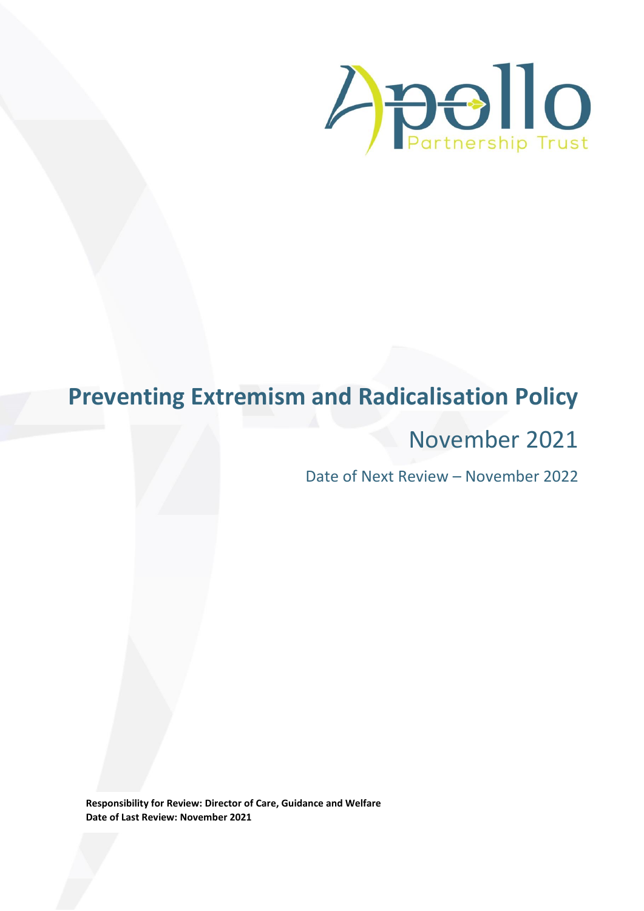Apollo Partnership Trust

# Preventing Extremism and Radicalisation Policy

## November 2021

Date of Next Review – November 2022

**Responsibility for Review: Director of Care, Guidance and Welfare**
**Date of Last Review: November 2021**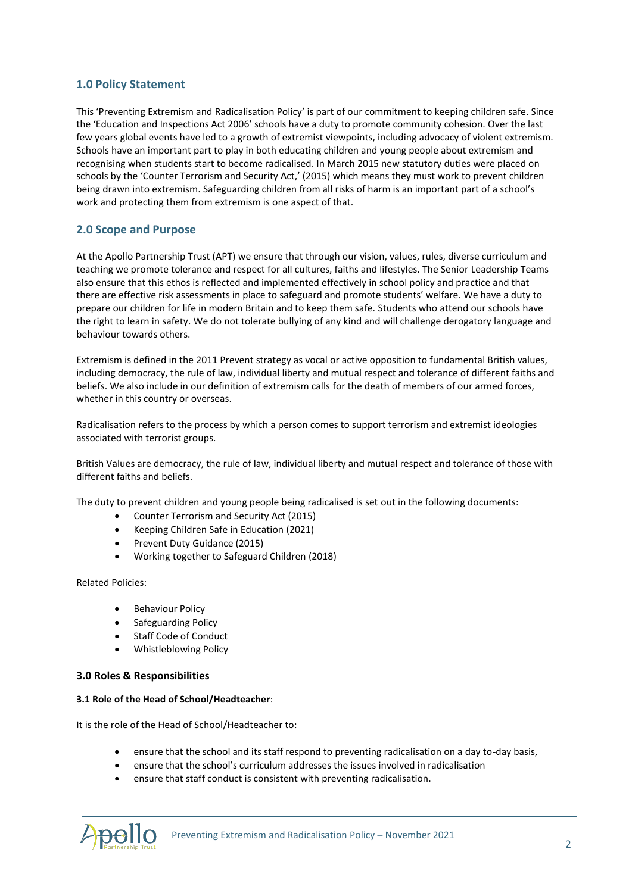## 1.0 Policy Statement

This 'Preventing Extremism and Radicalisation Policy' is part of our commitment to keeping children safe. Since the 'Education and Inspections Act 2006' schools have a duty to promote community cohesion. Over the last few years global events have led to a growth of extremist viewpoints, including advocacy of violent extremism. Schools have an important part to play in both educating children and young people about extremism and recognising when students start to become radicalised. In March 2015 new statutory duties were placed on schools by the 'Counter Terrorism and Security Act,' (2015) which means they must work to prevent children being drawn into extremism. Safeguarding children from all risks of harm is an important part of a school's work and protecting them from extremism is one aspect of that.

## 2.0 Scope and Purpose

At the Apollo Partnership Trust (APT) we ensure that through our vision, values, rules, diverse curriculum and teaching we promote tolerance and respect for all cultures, faiths and lifestyles. The Senior Leadership Teams also ensure that this ethos is reflected and implemented effectively in school policy and practice and that there are effective risk assessments in place to safeguard and promote students' welfare. We have a duty to prepare our children for life in modern Britain and to keep them safe. Students who attend our schools have the right to learn in safety. We do not tolerate bullying of any kind and will challenge derogatory language and behaviour towards others.

Extremism is defined in the 2011 Prevent strategy as vocal or active opposition to fundamental British values, including democracy, the rule of law, individual liberty and mutual respect and tolerance of different faiths and beliefs. We also include in our definition of extremism calls for the death of members of our armed forces, whether in this country or overseas.

Radicalisation refers to the process by which a person comes to support terrorism and extremist ideologies associated with terrorist groups.

British Values are democracy, the rule of law, individual liberty and mutual respect and tolerance of those with different faiths and beliefs.

The duty to prevent children and young people being radicalised is set out in the following documents:

- Counter Terrorism and Security Act (2015)
- Keeping Children Safe in Education (2021)
- Prevent Duty Guidance (2015)
- Working together to Safeguard Children (2018)

Related Policies:

- Behaviour Policy
- Safeguarding Policy
- Staff Code of Conduct
- Whistleblowing Policy

### 3.0 Roles & Responsibilities

#### 3.1 Role of the Head of School/Headteacher:

It is the role of the Head of School/Headteacher to:

- ensure that the school and its staff respond to preventing radicalisation on a day to-day basis,
- ensure that the school's curriculum addresses the issues involved in radicalisation
- ensure that staff conduct is consistent with preventing radicalisation.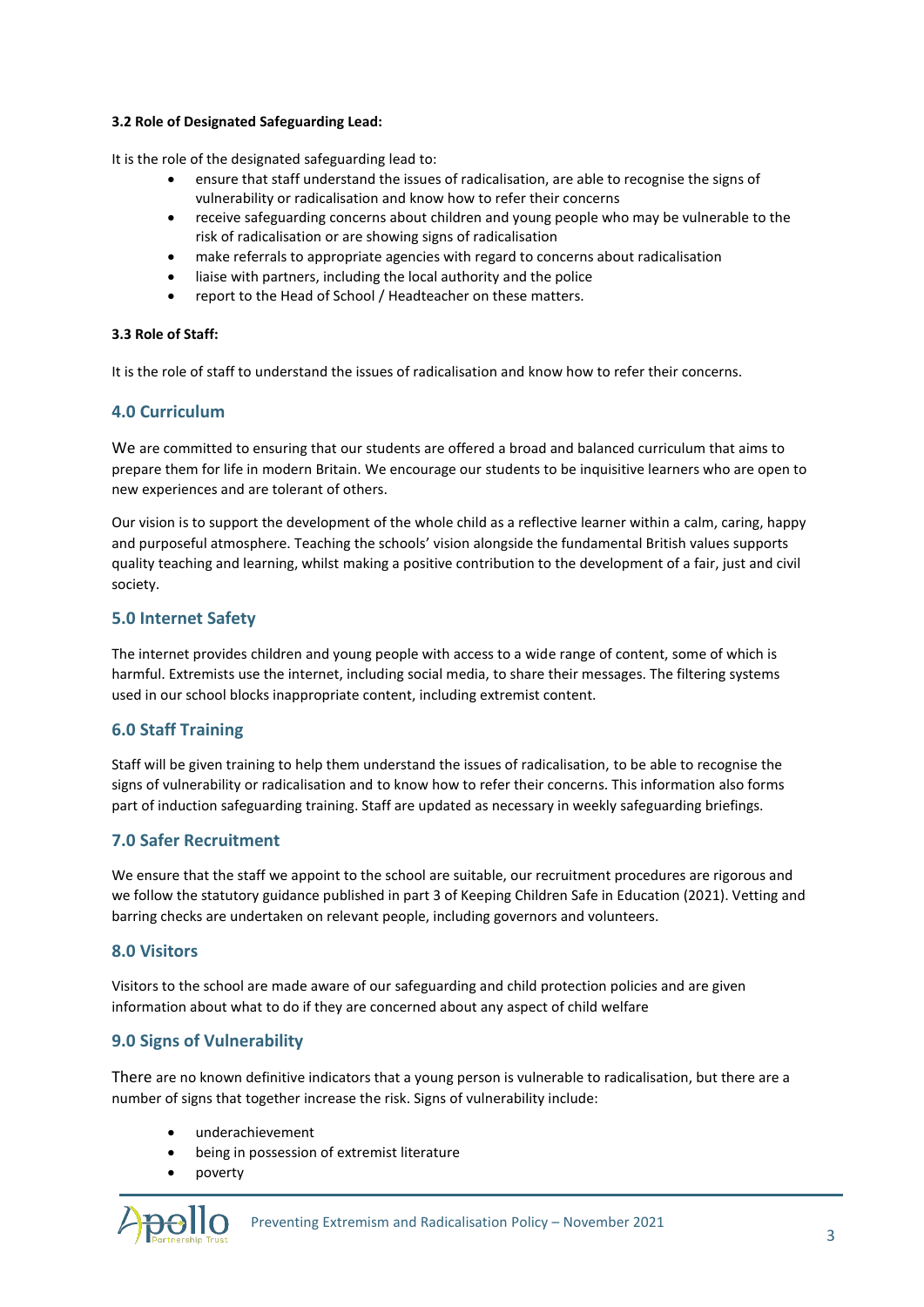**3.2 Role of Designated Safeguarding Lead:**

It is the role of the designated safeguarding lead to:

- ensure that staff understand the issues of radicalisation, are able to recognise the signs of vulnerability or radicalisation and know how to refer their concerns
- receive safeguarding concerns about children and young people who may be vulnerable to the risk of radicalisation or are showing signs of radicalisation
- make referrals to appropriate agencies with regard to concerns about radicalisation
- liaise with partners, including the local authority and the police
- report to the Head of School / Headteacher on these matters.

**3.3 Role of Staff:**

It is the role of staff to understand the issues of radicalisation and know how to refer their concerns.

## 4.0 Curriculum

We are committed to ensuring that our students are offered a broad and balanced curriculum that aims to prepare them for life in modern Britain. We encourage our students to be inquisitive learners who are open to new experiences and are tolerant of others.

Our vision is to support the development of the whole child as a reflective learner within a calm, caring, happy and purposeful atmosphere. Teaching the schools' vision alongside the fundamental British values supports quality teaching and learning, whilst making a positive contribution to the development of a fair, just and civil society.

## 5.0 Internet Safety

The internet provides children and young people with access to a wide range of content, some of which is harmful. Extremists use the internet, including social media, to share their messages. The filtering systems used in our school blocks inappropriate content, including extremist content.

## 6.0 Staff Training

Staff will be given training to help them understand the issues of radicalisation, to be able to recognise the signs of vulnerability or radicalisation and to know how to refer their concerns. This information also forms part of induction safeguarding training. Staff are updated as necessary in weekly safeguarding briefings.

## 7.0 Safer Recruitment

We ensure that the staff we appoint to the school are suitable, our recruitment procedures are rigorous and we follow the statutory guidance published in part 3 of Keeping Children Safe in Education (2021). Vetting and barring checks are undertaken on relevant people, including governors and volunteers.

## 8.0 Visitors

Visitors to the school are made aware of our safeguarding and child protection policies and are given information about what to do if they are concerned about any aspect of child welfare

## 9.0 Signs of Vulnerability

There are no known definitive indicators that a young person is vulnerable to radicalisation, but there are a number of signs that together increase the risk. Signs of vulnerability include:

- underachievement
- being in possession of extremist literature
- poverty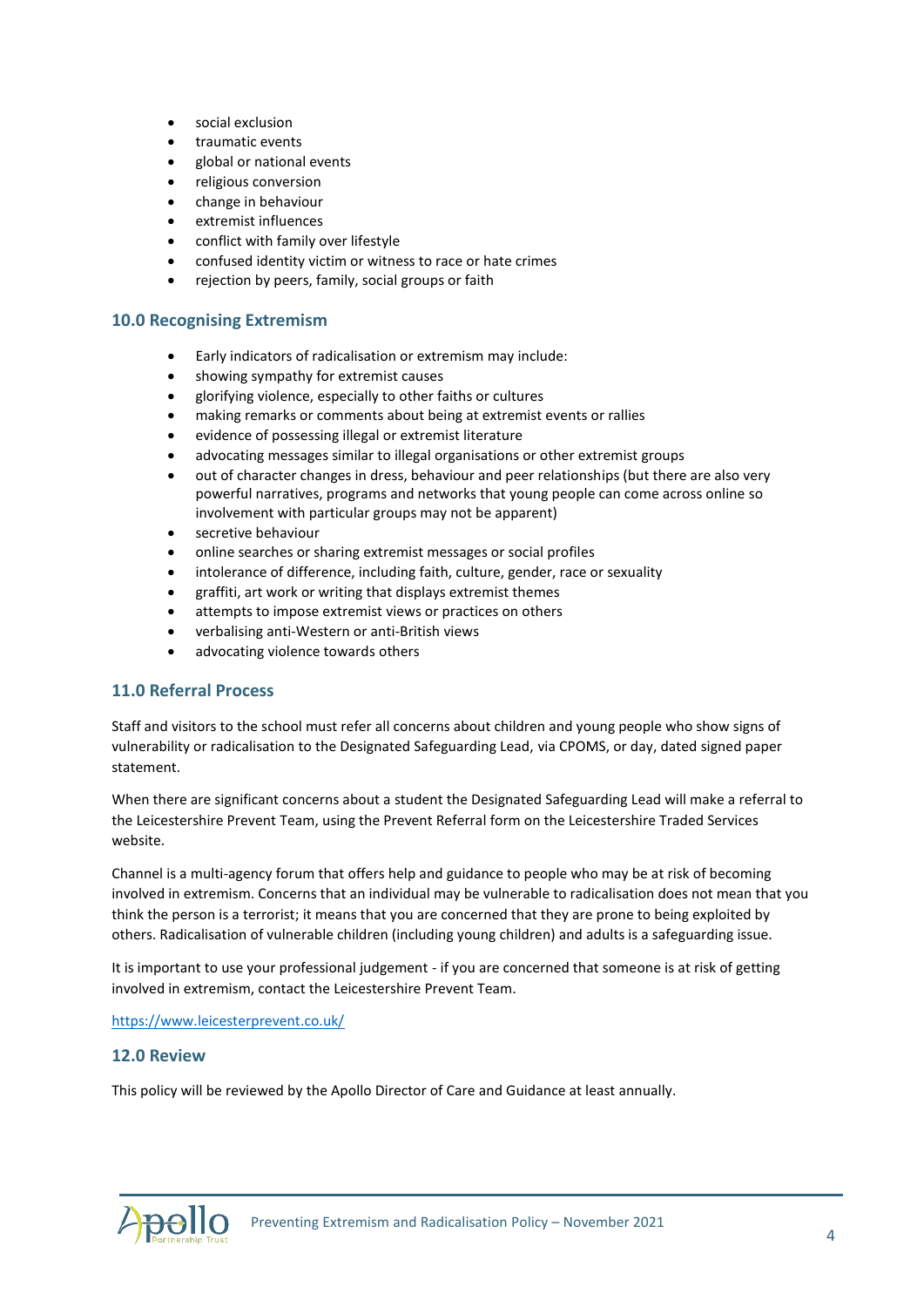- social exclusion
- traumatic events
- global or national events
- religious conversion
- change in behaviour
- extremist influences
- conflict with family over lifestyle
- confused identity victim or witness to race or hate crimes
- rejection by peers, family, social groups or faith

## 10.0 Recognising Extremism

- Early indicators of radicalisation or extremism may include:
- showing sympathy for extremist causes
- glorifying violence, especially to other faiths or cultures
- making remarks or comments about being at extremist events or rallies
- evidence of possessing illegal or extremist literature
- advocating messages similar to illegal organisations or other extremist groups
- out of character changes in dress, behaviour and peer relationships (but there are also very powerful narratives, programs and networks that young people can come across online so involvement with particular groups may not be apparent)
- secretive behaviour
- online searches or sharing extremist messages or social profiles
- intolerance of difference, including faith, culture, gender, race or sexuality
- graffiti, art work or writing that displays extremist themes
- attempts to impose extremist views or practices on others
- verbalising anti-Western or anti-British views
- advocating violence towards others

## 11.0 Referral Process

Staff and visitors to the school must refer all concerns about children and young people who show signs of vulnerability or radicalisation to the Designated Safeguarding Lead, via CPOMS, or day, dated signed paper statement.

When there are significant concerns about a student the Designated Safeguarding Lead will make a referral to the Leicestershire Prevent Team, using the Prevent Referral form on the Leicestershire Traded Services website.

Channel is a multi-agency forum that offers help and guidance to people who may be at risk of becoming involved in extremism. Concerns that an individual may be vulnerable to radicalisation does not mean that you think the person is a terrorist; it means that you are concerned that they are prone to being exploited by others. Radicalisation of vulnerable children (including young children) and adults is a safeguarding issue.

It is important to use your professional judgement - if you are concerned that someone is at risk of getting involved in extremism, contact the Leicestershire Prevent Team.

https://www.leicesterprevent.co.uk/

## 12.0 Review

This policy will be reviewed by the Apollo Director of Care and Guidance at least annually.